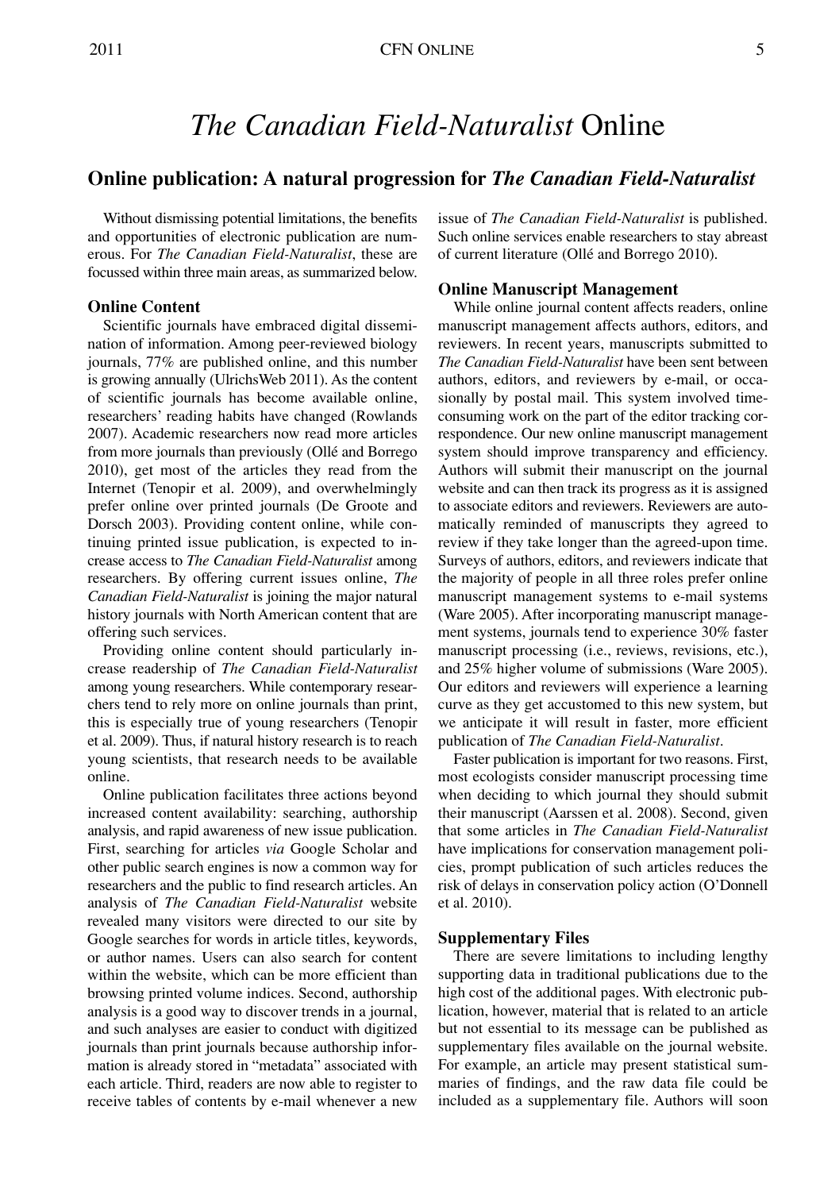# *The Canadian Field-Naturalist* Online

## Online publication: A natural progression for *The Canadian Field-Naturalist*

Without dismissing potential limitations, the benefits and opportunities of electronic publication are numerous. For *The Canadian Field-Naturalist*, these are focussed within three main areas, as summarized below.

### Online Content

Scientific journals have embraced digital dissemination of information. Among peer-reviewed biology journals, 77% are published online, and this number is growing annually (UlrichsWeb 2011). As the content of scientific journals has become available online, researchers' reading habits have changed (Rowlands 2007). Academic researchers now read more articles from more journals than previously (Ollé and Borrego 2010), get most of the articles they read from the Internet (Tenopir et al. 2009), and overwhelmingly prefer online over printed journals (De Groote and Dorsch 2003). Providing content online, while continuing printed issue publication, is expected to increase access to *The Canadian Field-Naturalist* among researchers. By offering current issues online, *The Canadian Field-Naturalist* is joining the major natural history journals with North American content that are offering such services.

Providing online content should particularly increase readership of *The Canadian Field-Naturalist* among young researchers. While contemporary researchers tend to rely more on online journals than print, this is especially true of young researchers (Tenopir et al. 2009). Thus, if natural history research is to reach young scientists, that research needs to be available online.

Online publication facilitates three actions beyond increased content availability: searching, authorship analysis, and rapid awareness of new issue publication. First, searching for articles *via* Google Scholar and other public search engines is now a common way for researchers and the public to find research articles. An analysis of *The Canadian Field-Naturalist* website revealed many visitors were directed to our site by Google searches for words in article titles, keywords, or author names. Users can also search for content within the website, which can be more efficient than browsing printed volume indices. Second, authorship analysis is a good way to discover trends in a journal, and such analyses are easier to conduct with digitized journals than print journals because authorship information is already stored in "metadata" associated with each article. Third, readers are now able to register to receive tables of contents by e-mail whenever a new issue of *The Canadian Field-Naturalist* is published. Such online services enable researchers to stay abreast of current literature (Ollé and Borrego 2010).

### Online Manuscript Management

While online journal content affects readers, online manuscript management affects authors, editors, and reviewers. In recent years, manuscripts submitted to *The Canadian Field-Naturalist* have been sent between authors, editors, and reviewers by e-mail, or occasionally by postal mail. This system involved time-consuming work on the part of the editor tracking correspondence. Our new online manuscript management system should improve transparency and efficiency. Authors will submit their manuscript on the journal website and can then track its progress as it is assigned to associate editors and reviewers. Reviewers are automatically reminded of manuscripts they agreed to review if they take longer than the agreed-upon time. Surveys of authors, editors, and reviewers indicate that the majority of people in all three roles prefer online manuscript management systems to e-mail systems (Ware 2005). After incorporating manuscript management systems, journals tend to experience 30% faster manuscript processing (i.e., reviews, revisions, etc.), and 25% higher volume of submissions (Ware 2005). Our editors and reviewers will experience a learning curve as they get accustomed to this new system, but we anticipate it will result in faster, more efficient publication of *The Canadian Field-Naturalist*.

Faster publication is important for two reasons. First, most ecologists consider manuscript processing time when deciding to which journal they should submit their manuscript (Aarssen et al. 2008). Second, given that some articles in *The Canadian Field-Naturalist* have implications for conservation management policies, prompt publication of such articles reduces the risk of delays in conservation policy action (O'Donnell et al. 2010).

### Supplementary Files

There are severe limitations to including lengthy supporting data in traditional publications due to the high cost of the additional pages. With electronic publication, however, material that is related to an article but not essential to its message can be published as supplementary files available on the journal website. For example, an article may present statistical summaries of findings, and the raw data file could be included as a supplementary file. Authors will soon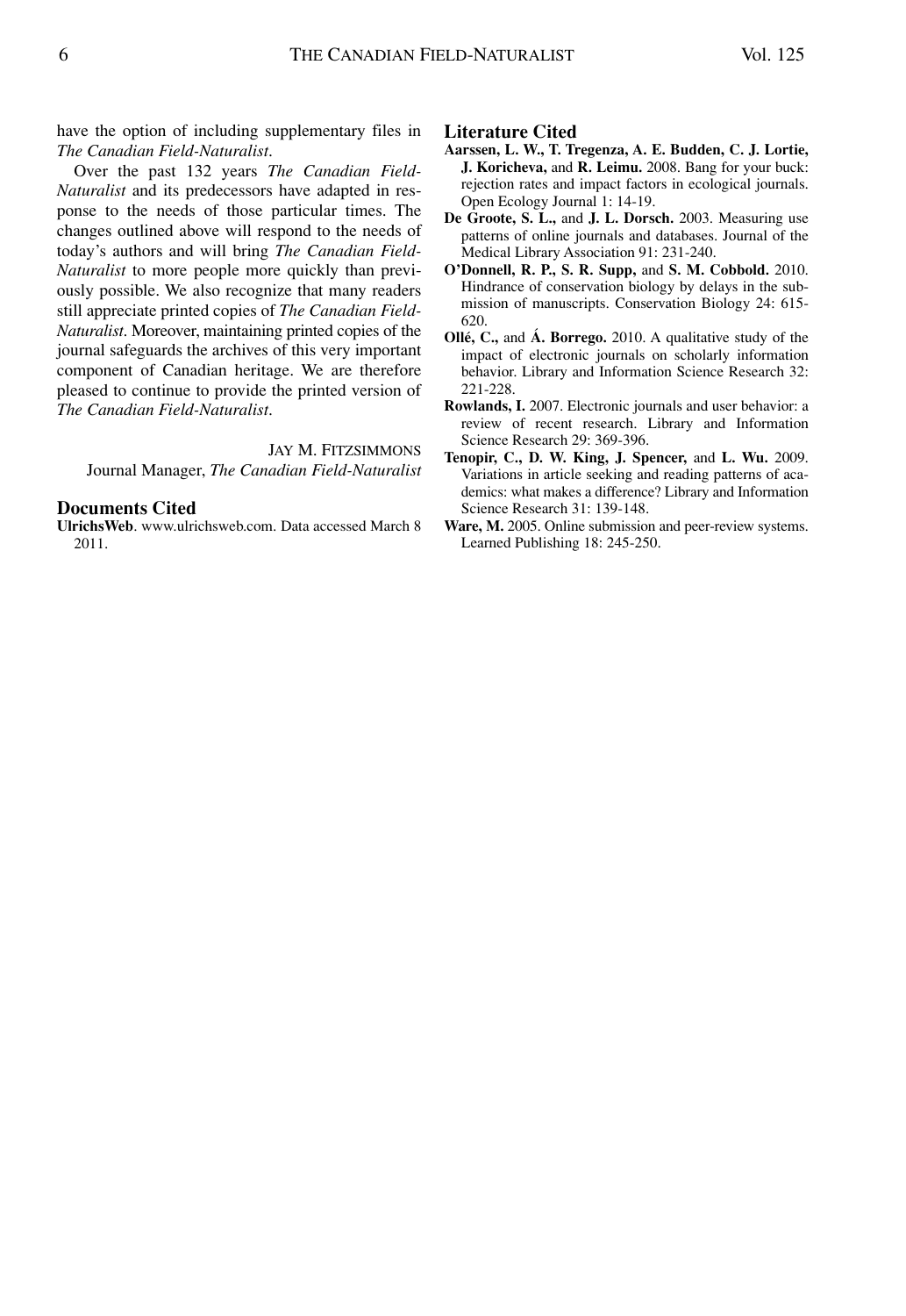have the option of including supplementary files in *The Canadian Field-Naturalist*.

Over the past 132 years *The Canadian Field-Naturalist* and its predecessors have adapted in response to the needs of those particular times. The changes outlined above will respond to the needs of today's authors and will bring *The Canadian Field-Naturalist* to more people more quickly than previously possible. We also recognize that many readers still appreciate printed copies of *The Canadian Field-Naturalist*. Moreover, maintaining printed copies of the journal safeguards the archives of this very important component of Canadian heritage. We are therefore pleased to continue to provide the printed version of *The Canadian Field-Naturalist*.

JAY M. FITZSIMMONS
Journal Manager, *The Canadian Field-Naturalist*

## Documents Cited

**UlrichsWeb**. www.ulrichsweb.com. Data accessed March 8 2011.

## Literature Cited

**Aarssen, L. W., T. Tregenza, A. E. Budden, C. J. Lortie, J. Koricheva,** and **R. Leimu.** 2008. Bang for your buck: rejection rates and impact factors in ecological journals. Open Ecology Journal 1: 14-19.

**De Groote, S. L.,** and **J. L. Dorsch.** 2003. Measuring use patterns of online journals and databases. Journal of the Medical Library Association 91: 231-240.

**O'Donnell, R. P., S. R. Supp,** and **S. M. Cobbold.** 2010. Hindrance of conservation biology by delays in the submission of manuscripts. Conservation Biology 24: 615-620.

**Ollé, C.,** and **Á. Borrego.** 2010. A qualitative study of the impact of electronic journals on scholarly information behavior. Library and Information Science Research 32: 221-228.

**Rowlands, I.** 2007. Electronic journals and user behavior: a review of recent research. Library and Information Science Research 29: 369-396.

**Tenopir, C., D. W. King, J. Spencer,** and **L. Wu.** 2009. Variations in article seeking and reading patterns of academics: what makes a difference? Library and Information Science Research 31: 139-148.

**Ware, M.** 2005. Online submission and peer-review systems. Learned Publishing 18: 245-250.